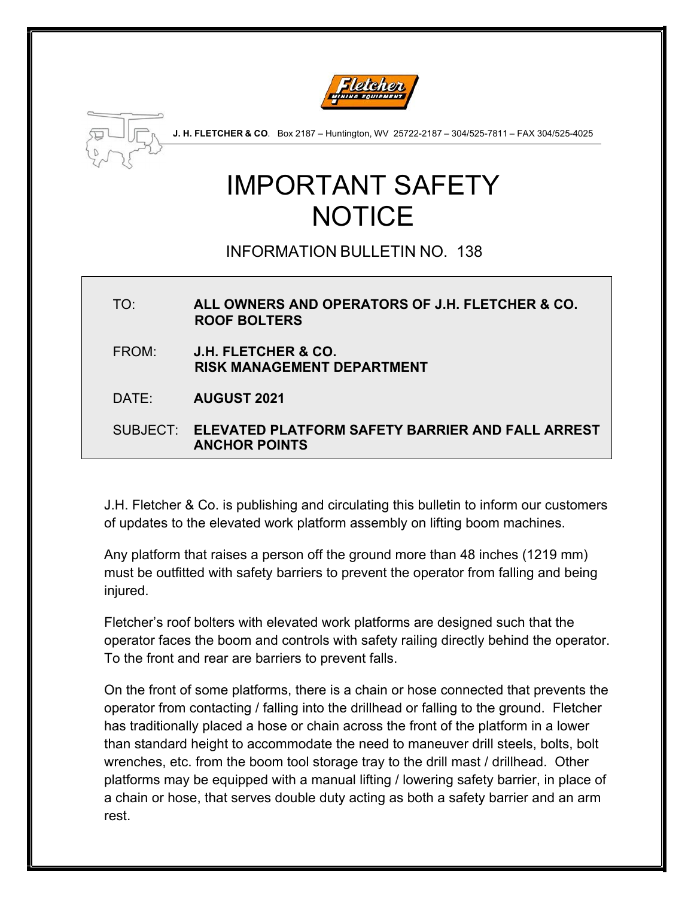**J. H. FLETCHER & CO**. Box 2187 – Huntington, WV 25722-2187 – 304/525-7811 – FAX 304/525-4025

# IMPORTANT SAFETY NOTICE

## INFORMATION BULLETIN NO. 138

| | |
|---|---|
| TO: | **ALL OWNERS AND OPERATORS OF J.H. FLETCHER & CO. ROOF BOLTERS** |
| FROM: | **J.H. FLETCHER & CO. RISK MANAGEMENT DEPARTMENT** |
| DATE: | **AUGUST 2021** |
| SUBJECT: | **ELEVATED PLATFORM SAFETY BARRIER AND FALL ARREST ANCHOR POINTS** |

J.H. Fletcher & Co. is publishing and circulating this bulletin to inform our customers of updates to the elevated work platform assembly on lifting boom machines.

Any platform that raises a person off the ground more than 48 inches (1219 mm) must be outfitted with safety barriers to prevent the operator from falling and being injured.

Fletcher's roof bolters with elevated work platforms are designed such that the operator faces the boom and controls with safety railing directly behind the operator. To the front and rear are barriers to prevent falls.

On the front of some platforms, there is a chain or hose connected that prevents the operator from contacting / falling into the drillhead or falling to the ground. Fletcher has traditionally placed a hose or chain across the front of the platform in a lower than standard height to accommodate the need to maneuver drill steels, bolts, bolt wrenches, etc. from the boom tool storage tray to the drill mast / drillhead. Other platforms may be equipped with a manual lifting / lowering safety barrier, in place of a chain or hose, that serves double duty acting as both a safety barrier and an arm rest.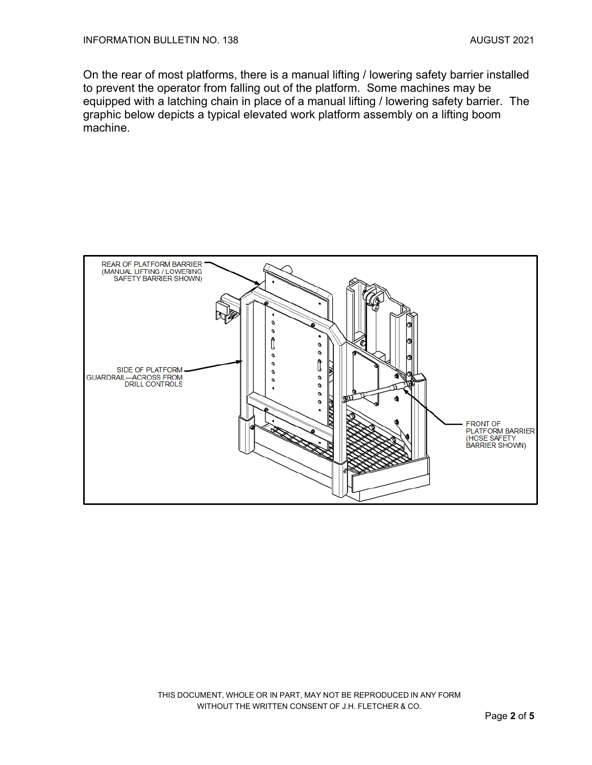On the rear of most platforms, there is a manual lifting / lowering safety barrier installed to prevent the operator from falling out of the platform. Some machines may be equipped with a latching chain in place of a manual lifting / lowering safety barrier. The graphic below depicts a typical elevated work platform assembly on a lifting boom machine.

REAR OF PLATFORM BARRIER (MANUAL LIFTING / LOWERING SAFETY BARRIER SHOWN)

SIDE OF PLATFORM GUARDRAIL—ACROSS FROM DRILL CONTROLS

FRONT OF PLATFORM BARRIER (HOSE SAFETY BARRIER SHOWN)

THIS DOCUMENT, WHOLE OR IN PART, MAY NOT BE REPRODUCED IN ANY FORM WITHOUT THE WRITTEN CONSENT OF J.H. FLETCHER & CO.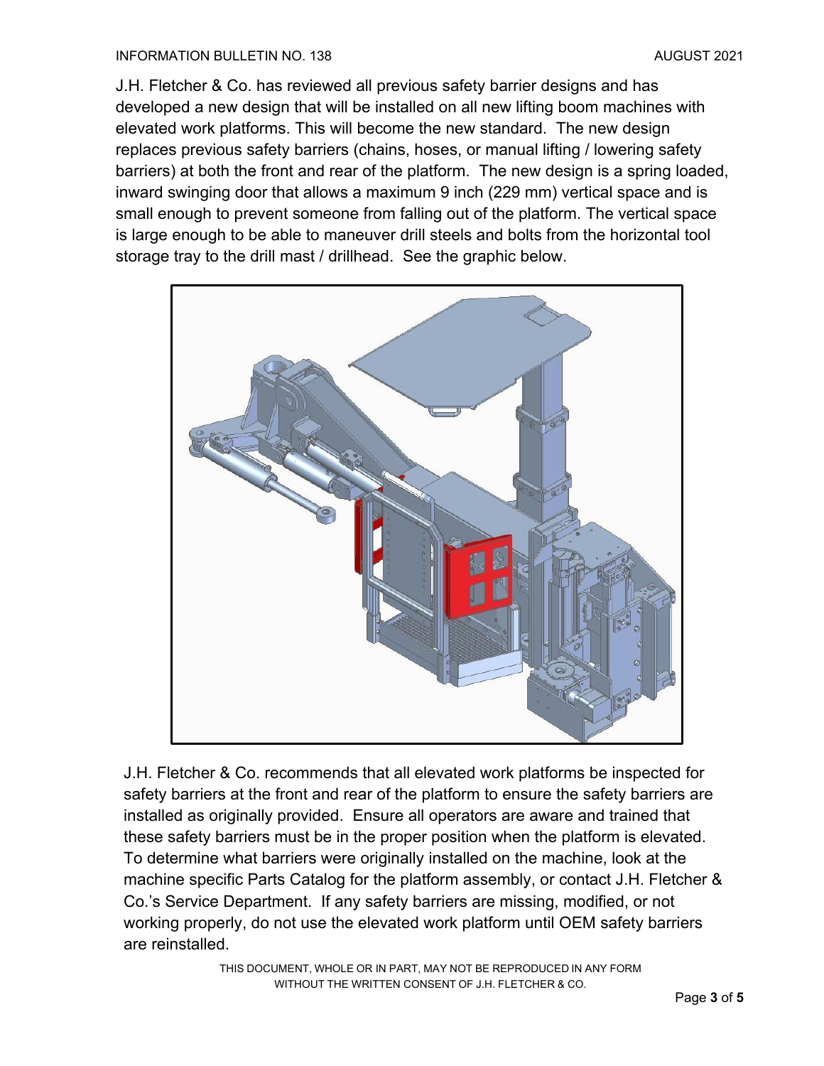J.H. Fletcher & Co. has reviewed all previous safety barrier designs and has developed a new design that will be installed on all new lifting boom machines with elevated work platforms. This will become the new standard. The new design replaces previous safety barriers (chains, hoses, or manual lifting / lowering safety barriers) at both the front and rear of the platform. The new design is a spring loaded, inward swinging door that allows a maximum 9 inch (229 mm) vertical space and is small enough to prevent someone from falling out of the platform. The vertical space is large enough to be able to maneuver drill steels and bolts from the horizontal tool storage tray to the drill mast / drillhead. See the graphic below.

J.H. Fletcher & Co. recommends that all elevated work platforms be inspected for safety barriers at the front and rear of the platform to ensure the safety barriers are installed as originally provided. Ensure all operators are aware and trained that these safety barriers must be in the proper position when the platform is elevated. To determine what barriers were originally installed on the machine, look at the machine specific Parts Catalog for the platform assembly, or contact J.H. Fletcher & Co.'s Service Department. If any safety barriers are missing, modified, or not working properly, do not use the elevated work platform until OEM safety barriers are reinstalled.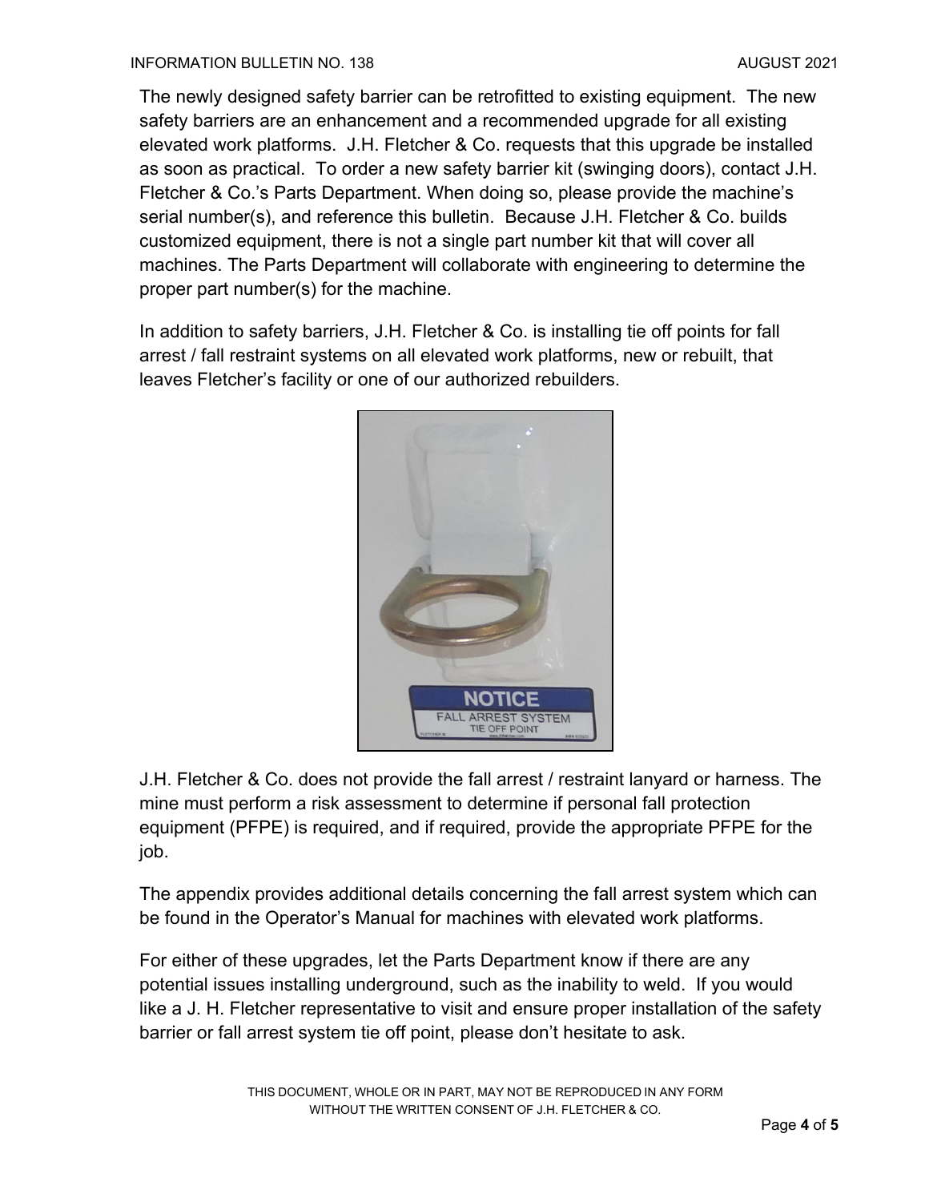The newly designed safety barrier can be retrofitted to existing equipment. The new safety barriers are an enhancement and a recommended upgrade for all existing elevated work platforms. J.H. Fletcher & Co. requests that this upgrade be installed as soon as practical. To order a new safety barrier kit (swinging doors), contact J.H. Fletcher & Co.'s Parts Department. When doing so, please provide the machine's serial number(s), and reference this bulletin. Because J.H. Fletcher & Co. builds customized equipment, there is not a single part number kit that will cover all machines. The Parts Department will collaborate with engineering to determine the proper part number(s) for the machine.

In addition to safety barriers, J.H. Fletcher & Co. is installing tie off points for fall arrest / fall restraint systems on all elevated work platforms, new or rebuilt, that leaves Fletcher's facility or one of our authorized rebuilders.

J.H. Fletcher & Co. does not provide the fall arrest / restraint lanyard or harness. The mine must perform a risk assessment to determine if personal fall protection equipment (PFPE) is required, and if required, provide the appropriate PFPE for the job.

The appendix provides additional details concerning the fall arrest system which can be found in the Operator's Manual for machines with elevated work platforms.

For either of these upgrades, let the Parts Department know if there are any potential issues installing underground, such as the inability to weld. If you would like a J. H. Fletcher representative to visit and ensure proper installation of the safety barrier or fall arrest system tie off point, please don't hesitate to ask.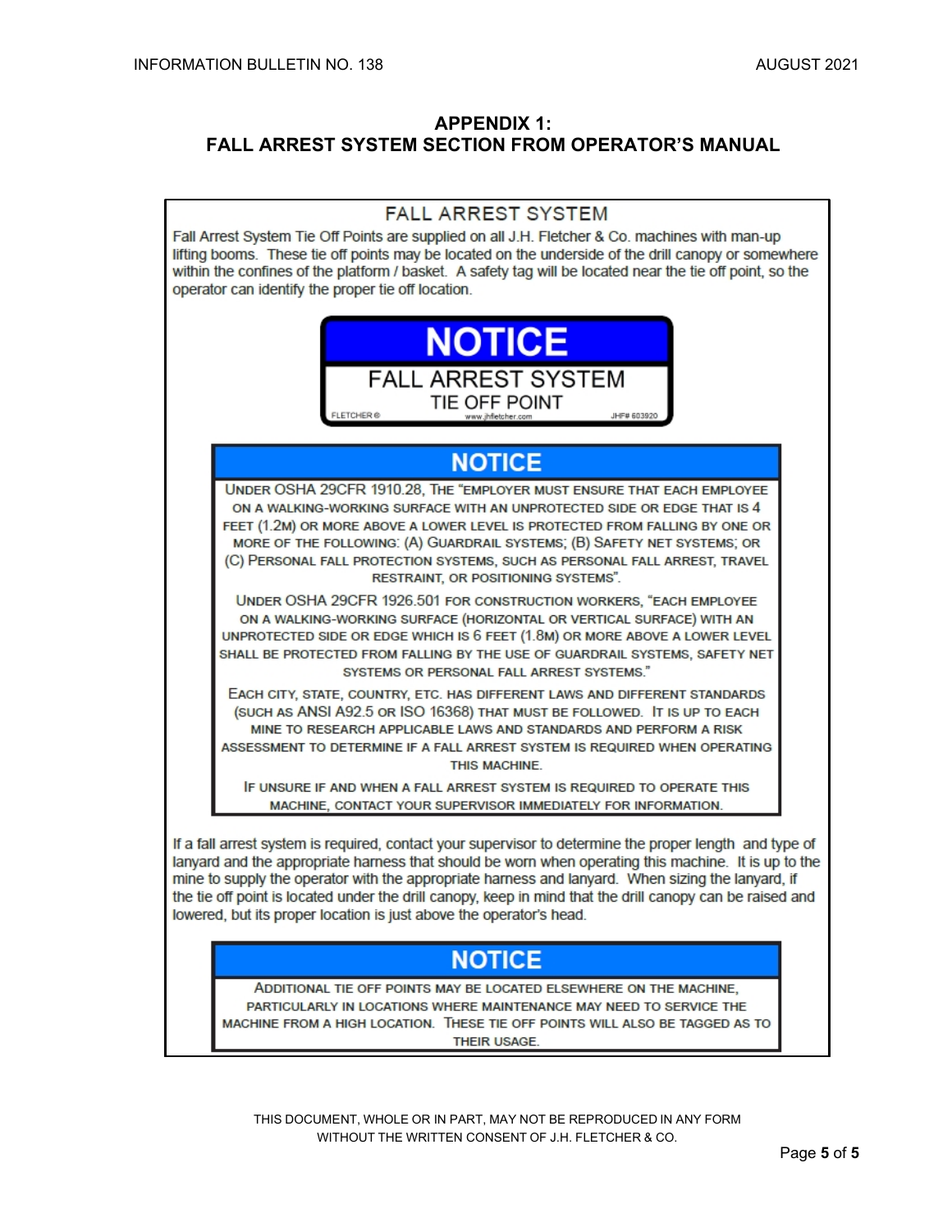## APPENDIX 1:
## FALL ARREST SYSTEM SECTION FROM OPERATOR'S MANUAL

### FALL ARREST SYSTEM

Fall Arrest System Tie Off Points are supplied on all J.H. Fletcher & Co. machines with man-up lifting booms. These tie off points may be located on the underside of the drill canopy or somewhere within the confines of the platform / basket. A safety tag will be located near the tie off point, so the operator can identify the proper tie off location.

**NOTICE**

FALL ARREST SYSTEM

TIE OFF POINT

FLETCHER © www.jhfletcher.com JHF# 603920

**NOTICE**

UNDER OSHA 29CFR 1910.28, THE "EMPLOYER MUST ENSURE THAT EACH EMPLOYEE ON A WALKING-WORKING SURFACE WITH AN UNPROTECTED SIDE OR EDGE THAT IS 4 FEET (1.2M) OR MORE ABOVE A LOWER LEVEL IS PROTECTED FROM FALLING BY ONE OR MORE OF THE FOLLOWING: (A) GUARDRAIL SYSTEMS; (B) SAFETY NET SYSTEMS; OR (C) PERSONAL FALL PROTECTION SYSTEMS, SUCH AS PERSONAL FALL ARREST, TRAVEL RESTRAINT, OR POSITIONING SYSTEMS".

UNDER OSHA 29CFR 1926.501 FOR CONSTRUCTION WORKERS, "EACH EMPLOYEE ON A WALKING-WORKING SURFACE (HORIZONTAL OR VERTICAL SURFACE) WITH AN UNPROTECTED SIDE OR EDGE WHICH IS 6 FEET (1.8M) OR MORE ABOVE A LOWER LEVEL SHALL BE PROTECTED FROM FALLING BY THE USE OF GUARDRAIL SYSTEMS, SAFETY NET SYSTEMS OR PERSONAL FALL ARREST SYSTEMS."

EACH CITY, STATE, COUNTRY, ETC. HAS DIFFERENT LAWS AND DIFFERENT STANDARDS (SUCH AS ANSI A92.5 OR ISO 16368) THAT MUST BE FOLLOWED. IT IS UP TO EACH MINE TO RESEARCH APPLICABLE LAWS AND STANDARDS AND PERFORM A RISK ASSESSMENT TO DETERMINE IF A FALL ARREST SYSTEM IS REQUIRED WHEN OPERATING THIS MACHINE.

IF UNSURE IF AND WHEN A FALL ARREST SYSTEM IS REQUIRED TO OPERATE THIS MACHINE, CONTACT YOUR SUPERVISOR IMMEDIATELY FOR INFORMATION.

If a fall arrest system is required, contact your supervisor to determine the proper length and type of lanyard and the appropriate harness that should be worn when operating this machine. It is up to the mine to supply the operator with the appropriate harness and lanyard. When sizing the lanyard, if the tie off point is located under the drill canopy, keep in mind that the drill canopy can be raised and lowered, but its proper location is just above the operator's head.

**NOTICE**

ADDITIONAL TIE OFF POINTS MAY BE LOCATED ELSEWHERE ON THE MACHINE, PARTICULARLY IN LOCATIONS WHERE MAINTENANCE MAY NEED TO SERVICE THE MACHINE FROM A HIGH LOCATION. THESE TIE OFF POINTS WILL ALSO BE TAGGED AS TO THEIR USAGE.

THIS DOCUMENT, WHOLE OR IN PART, MAY NOT BE REPRODUCED IN ANY FORM WITHOUT THE WRITTEN CONSENT OF J.H. FLETCHER & CO.